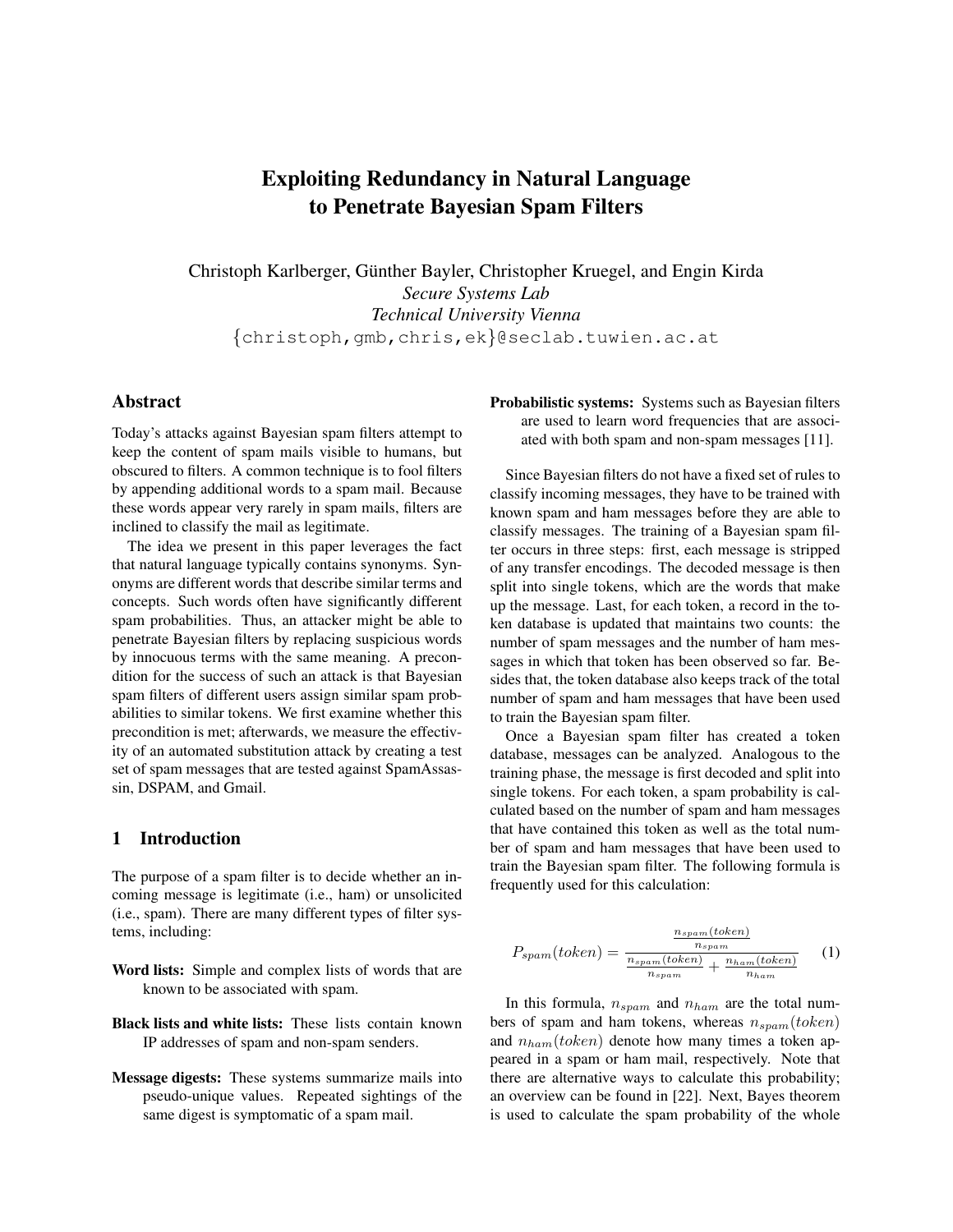# Exploiting Redundancy in Natural Language to Penetrate Bayesian Spam Filters

Christoph Karlberger, Günther Bayler, Christopher Kruegel, and Engin Kirda

*Secure Systems Lab*

*Technical University Vienna*

{christoph,gmb,chris,ek}@seclab.tuwien.ac.at

## Abstract

Today's attacks against Bayesian spam filters attempt to keep the content of spam mails visible to humans, but obscured to filters. A common technique is to fool filters by appending additional words to a spam mail. Because these words appear very rarely in spam mails, filters are inclined to classify the mail as legitimate.

The idea we present in this paper leverages the fact that natural language typically contains synonyms. Synonyms are different words that describe similar terms and concepts. Such words often have significantly different spam probabilities. Thus, an attacker might be able to penetrate Bayesian filters by replacing suspicious words by innocuous terms with the same meaning. A precondition for the success of such an attack is that Bayesian spam filters of different users assign similar spam probabilities to similar tokens. We first examine whether this precondition is met; afterwards, we measure the effectivity of an automated substitution attack by creating a test set of spam messages that are tested against SpamAssassin, DSPAM, and Gmail.

## 1 Introduction

The purpose of a spam filter is to decide whether an incoming message is legitimate (i.e., ham) or unsolicited (i.e., spam). There are many different types of filter systems, including:

**Word lists:** Simple and complex lists of words that are known to be associated with spam.

**Black lists and white lists:** These lists contain known IP addresses of spam and non-spam senders.

**Message digests:** These systems summarize mails into pseudo-unique values. Repeated sightings of the same digest is symptomatic of a spam mail.

**Probabilistic systems:** Systems such as Bayesian filters are used to learn word frequencies that are associated with both spam and non-spam messages [11].

Since Bayesian filters do not have a fixed set of rules to classify incoming messages, they have to be trained with known spam and ham messages before they are able to classify messages. The training of a Bayesian spam filter occurs in three steps: first, each message is stripped of any transfer encodings. The decoded message is then split into single tokens, which are the words that make up the message. Last, for each token, a record in the token database is updated that maintains two counts: the number of spam messages and the number of ham messages in which that token has been observed so far. Besides that, the token database also keeps track of the total number of spam and ham messages that have been used to train the Bayesian spam filter.

Once a Bayesian spam filter has created a token database, messages can be analyzed. Analogous to the training phase, the message is first decoded and split into single tokens. For each token, a spam probability is calculated based on the number of spam and ham messages that have contained this token as well as the total number of spam and ham messages that have been used to train the Bayesian spam filter. The following formula is frequently used for this calculation:

$$P_{spam}(token) = \frac{\frac{n_{spam}(token)}{n_{spam}}}{\frac{n_{spam}(token)}{n_{spam}} + \frac{n_{ham}(token)}{n_{ham}}} \quad (1)$$

In this formula, $n_{spam}$ and $n_{ham}$ are the total numbers of spam and ham tokens, whereas $n_{spam}(token)$ and $n_{ham}(token)$ denote how many times a token appeared in a spam or ham mail, respectively. Note that there are alternative ways to calculate this probability; an overview can be found in [22]. Next, Bayes theorem is used to calculate the spam probability of the whole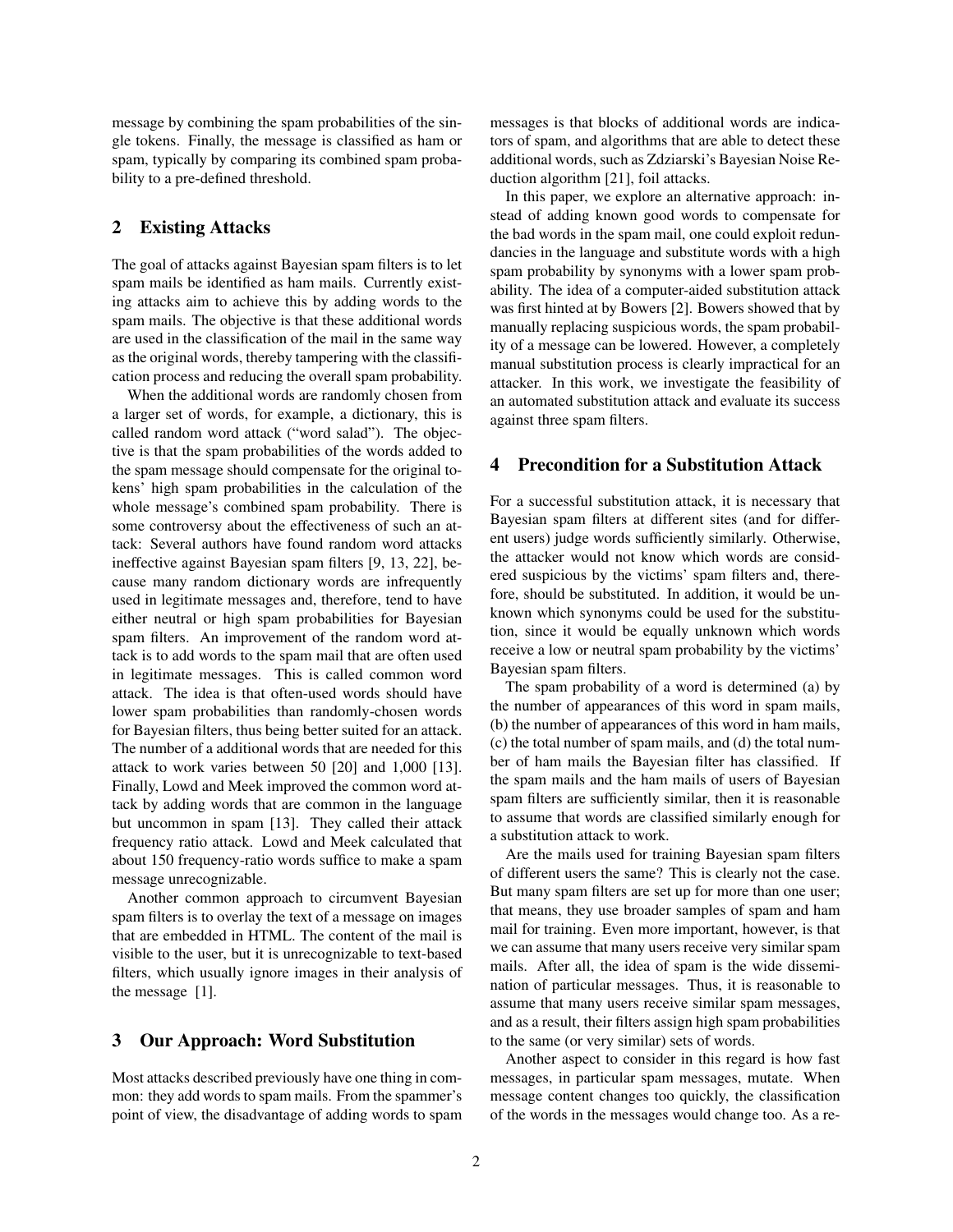message by combining the spam probabilities of the single tokens. Finally, the message is classified as ham or spam, typically by comparing its combined spam probability to a pre-defined threshold.

## 2 Existing Attacks

The goal of attacks against Bayesian spam filters is to let spam mails be identified as ham mails. Currently existing attacks aim to achieve this by adding words to the spam mails. The objective is that these additional words are used in the classification of the mail in the same way as the original words, thereby tampering with the classification process and reducing the overall spam probability.

When the additional words are randomly chosen from a larger set of words, for example, a dictionary, this is called random word attack ("word salad"). The objective is that the spam probabilities of the words added to the spam message should compensate for the original tokens' high spam probabilities in the calculation of the whole message's combined spam probability. There is some controversy about the effectiveness of such an attack: Several authors have found random word attacks ineffective against Bayesian spam filters [9, 13, 22], because many random dictionary words are infrequently used in legitimate messages and, therefore, tend to have either neutral or high spam probabilities for Bayesian spam filters. An improvement of the random word attack is to add words to the spam mail that are often used in legitimate messages. This is called common word attack. The idea is that often-used words should have lower spam probabilities than randomly-chosen words for Bayesian filters, thus being better suited for an attack. The number of a additional words that are needed for this attack to work varies between 50 [20] and 1,000 [13]. Finally, Lowd and Meek improved the common word attack by adding words that are common in the language but uncommon in spam [13]. They called their attack frequency ratio attack. Lowd and Meek calculated that about 150 frequency-ratio words suffice to make a spam message unrecognizable.

Another common approach to circumvent Bayesian spam filters is to overlay the text of a message on images that are embedded in HTML. The content of the mail is visible to the user, but it is unrecognizable to text-based filters, which usually ignore images in their analysis of the message [1].

## 3 Our Approach: Word Substitution

Most attacks described previously have one thing in common: they add words to spam mails. From the spammer's point of view, the disadvantage of adding words to spam messages is that blocks of additional words are indicators of spam, and algorithms that are able to detect these additional words, such as Zdziarski's Bayesian Noise Reduction algorithm [21], foil attacks.

In this paper, we explore an alternative approach: instead of adding known good words to compensate for the bad words in the spam mail, one could exploit redundancies in the language and substitute words with a high spam probability by synonyms with a lower spam probability. The idea of a computer-aided substitution attack was first hinted at by Bowers [2]. Bowers showed that by manually replacing suspicious words, the spam probability of a message can be lowered. However, a completely manual substitution process is clearly impractical for an attacker. In this work, we investigate the feasibility of an automated substitution attack and evaluate its success against three spam filters.

## 4 Precondition for a Substitution Attack

For a successful substitution attack, it is necessary that Bayesian spam filters at different sites (and for different users) judge words sufficiently similarly. Otherwise, the attacker would not know which words are considered suspicious by the victims' spam filters and, therefore, should be substituted. In addition, it would be unknown which synonyms could be used for the substitution, since it would be equally unknown which words receive a low or neutral spam probability by the victims' Bayesian spam filters.

The spam probability of a word is determined (a) by the number of appearances of this word in spam mails, (b) the number of appearances of this word in ham mails, (c) the total number of spam mails, and (d) the total number of ham mails the Bayesian filter has classified. If the spam mails and the ham mails of users of Bayesian spam filters are sufficiently similar, then it is reasonable to assume that words are classified similarly enough for a substitution attack to work.

Are the mails used for training Bayesian spam filters of different users the same? This is clearly not the case. But many spam filters are set up for more than one user; that means, they use broader samples of spam and ham mail for training. Even more important, however, is that we can assume that many users receive very similar spam mails. After all, the idea of spam is the wide dissemination of particular messages. Thus, it is reasonable to assume that many users receive similar spam messages, and as a result, their filters assign high spam probabilities to the same (or very similar) sets of words.

Another aspect to consider in this regard is how fast messages, in particular spam messages, mutate. When message content changes too quickly, the classification of the words in the messages would change too. As a re-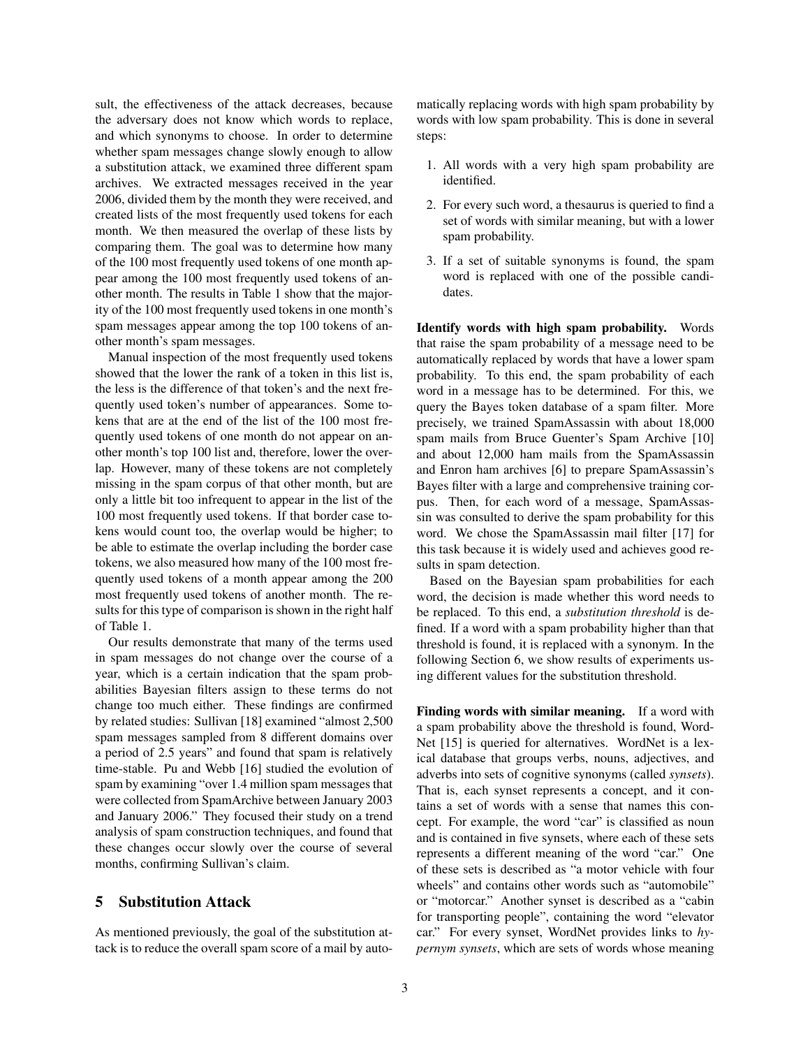sult, the effectiveness of the attack decreases, because the adversary does not know which words to replace, and which synonyms to choose. In order to determine whether spam messages change slowly enough to allow a substitution attack, we examined three different spam archives. We extracted messages received in the year 2006, divided them by the month they were received, and created lists of the most frequently used tokens for each month. We then measured the overlap of these lists by comparing them. The goal was to determine how many of the 100 most frequently used tokens of one month appear among the 100 most frequently used tokens of another month. The results in Table 1 show that the majority of the 100 most frequently used tokens in one month's spam messages appear among the top 100 tokens of another month's spam messages.

Manual inspection of the most frequently used tokens showed that the lower the rank of a token in this list is, the less is the difference of that token's and the next frequently used token's number of appearances. Some tokens that are at the end of the list of the 100 most frequently used tokens of one month do not appear on another month's top 100 list and, therefore, lower the overlap. However, many of these tokens are not completely missing in the spam corpus of that other month, but are only a little bit too infrequent to appear in the list of the 100 most frequently used tokens. If that border case tokens would count too, the overlap would be higher; to be able to estimate the overlap including the border case tokens, we also measured how many of the 100 most frequently used tokens of a month appear among the 200 most frequently used tokens of another month. The results for this type of comparison is shown in the right half of Table 1.

Our results demonstrate that many of the terms used in spam messages do not change over the course of a year, which is a certain indication that the spam probabilities Bayesian filters assign to these terms do not change too much either. These findings are confirmed by related studies: Sullivan [18] examined "almost 2,500 spam messages sampled from 8 different domains over a period of 2.5 years" and found that spam is relatively time-stable. Pu and Webb [16] studied the evolution of spam by examining "over 1.4 million spam messages that were collected from SpamArchive between January 2003 and January 2006." They focused their study on a trend analysis of spam construction techniques, and found that these changes occur slowly over the course of several months, confirming Sullivan's claim.

## 5 Substitution Attack

As mentioned previously, the goal of the substitution attack is to reduce the overall spam score of a mail by automatically replacing words with high spam probability by words with low spam probability. This is done in several steps:

1. All words with a very high spam probability are identified.
2. For every such word, a thesaurus is queried to find a set of words with similar meaning, but with a lower spam probability.
3. If a set of suitable synonyms is found, the spam word is replaced with one of the possible candidates.

**Identify words with high spam probability.** Words that raise the spam probability of a message need to be automatically replaced by words that have a lower spam probability. To this end, the spam probability of each word in a message has to be determined. For this, we query the Bayes token database of a spam filter. More precisely, we trained SpamAssassin with about 18,000 spam mails from Bruce Guenter's Spam Archive [10] and about 12,000 ham mails from the SpamAssassin and Enron ham archives [6] to prepare SpamAssassin's Bayes filter with a large and comprehensive training corpus. Then, for each word of a message, SpamAssassin was consulted to derive the spam probability for this word. We chose the SpamAssassin mail filter [17] for this task because it is widely used and achieves good results in spam detection.

Based on the Bayesian spam probabilities for each word, the decision is made whether this word needs to be replaced. To this end, a *substitution threshold* is defined. If a word with a spam probability higher than that threshold is found, it is replaced with a synonym. In the following Section 6, we show results of experiments using different values for the substitution threshold.

**Finding words with similar meaning.** If a word with a spam probability above the threshold is found, WordNet [15] is queried for alternatives. WordNet is a lexical database that groups verbs, nouns, adjectives, and adverbs into sets of cognitive synonyms (called *synsets*). That is, each synset represents a concept, and it contains a set of words with a sense that names this concept. For example, the word "car" is classified as noun and is contained in five synsets, where each of these sets represents a different meaning of the word "car." One of these sets is described as "a motor vehicle with four wheels" and contains other words such as "automobile" or "motorcar." Another synset is described as a "cabin for transporting people", containing the word "elevator car." For every synset, WordNet provides links to *hypernym synsets*, which are sets of words whose meaning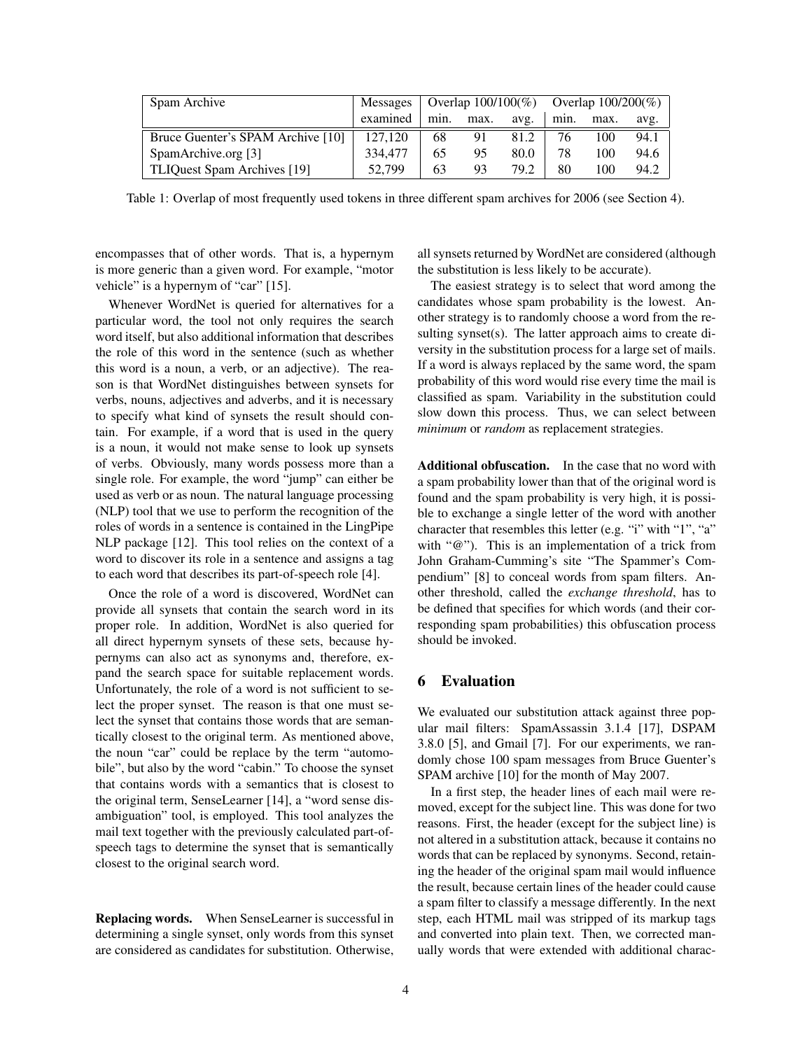| Spam Archive | Messages | Overlap 100/100(%) | | | Overlap 100/200(%) | | |
|---|---|---|---|---|---|---|---|
| | examined | min. | max. | avg. | min. | max. | avg. |
| Bruce Guenter's SPAM Archive [10] | 127,120 | 68 | 91 | 81.2 | 76 | 100 | 94.1 |
| SpamArchive.org [3] | 334,477 | 65 | 95 | 80.0 | 78 | 100 | 94.6 |
| TLIQuest Spam Archives [19] | 52,799 | 63 | 93 | 79.2 | 80 | 100 | 94.2 |

Table 1: Overlap of most frequently used tokens in three different spam archives for 2006 (see Section 4).

encompasses that of other words. That is, a hypernym is more generic than a given word. For example, "motor vehicle" is a hypernym of "car" [15].

Whenever WordNet is queried for alternatives for a particular word, the tool not only requires the search word itself, but also additional information that describes the role of this word in the sentence (such as whether this word is a noun, a verb, or an adjective). The reason is that WordNet distinguishes between synsets for verbs, nouns, adjectives and adverbs, and it is necessary to specify what kind of synsets the result should contain. For example, if a word that is used in the query is a noun, it would not make sense to look up synsets of verbs. Obviously, many words possess more than a single role. For example, the word "jump" can either be used as verb or as noun. The natural language processing (NLP) tool that we use to perform the recognition of the roles of words in a sentence is contained in the LingPipe NLP package [12]. This tool relies on the context of a word to discover its role in a sentence and assigns a tag to each word that describes its part-of-speech role [4].

Once the role of a word is discovered, WordNet can provide all synsets that contain the search word in its proper role. In addition, WordNet is also queried for all direct hypernym synsets of these sets, because hypernyms can also act as synonyms and, therefore, expand the search space for suitable replacement words. Unfortunately, the role of a word is not sufficient to select the proper synset. The reason is that one must select the synset that contains those words that are semantically closest to the original term. As mentioned above, the noun "car" could be replace by the term "automobile", but also by the word "cabin." To choose the synset that contains words with a semantics that is closest to the original term, SenseLearner [14], a "word sense disambiguation" tool, is employed. This tool analyzes the mail text together with the previously calculated part-of-speech tags to determine the synset that is semantically closest to the original search word.

**Replacing words.** When SenseLearner is successful in determining a single synset, only words from this synset are considered as candidates for substitution. Otherwise, all synsets returned by WordNet are considered (although the substitution is less likely to be accurate).

The easiest strategy is to select that word among the candidates whose spam probability is the lowest. Another strategy is to randomly choose a word from the resulting synset(s). The latter approach aims to create diversity in the substitution process for a large set of mails. If a word is always replaced by the same word, the spam probability of this word would rise every time the mail is classified as spam. Variability in the substitution could slow down this process. Thus, we can select between *minimum* or *random* as replacement strategies.

**Additional obfuscation.** In the case that no word with a spam probability lower than that of the original word is found and the spam probability is very high, it is possible to exchange a single letter of the word with another character that resembles this letter (e.g. "i" with "1", "a" with "@"). This is an implementation of a trick from John Graham-Cumming's site "The Spammer's Compendium" [8] to conceal words from spam filters. Another threshold, called the *exchange threshold*, has to be defined that specifies for which words (and their corresponding spam probabilities) this obfuscation process should be invoked.

## 6 Evaluation

We evaluated our substitution attack against three popular mail filters: SpamAssassin 3.1.4 [17], DSPAM 3.8.0 [5], and Gmail [7]. For our experiments, we randomly chose 100 spam messages from Bruce Guenter's SPAM archive [10] for the month of May 2007.

In a first step, the header lines of each mail were removed, except for the subject line. This was done for two reasons. First, the header (except for the subject line) is not altered in a substitution attack, because it contains no words that can be replaced by synonyms. Second, retaining the header of the original spam mail would influence the result, because certain lines of the header could cause a spam filter to classify a message differently. In the next step, each HTML mail was stripped of its markup tags and converted into plain text. Then, we corrected manually words that were extended with additional charac-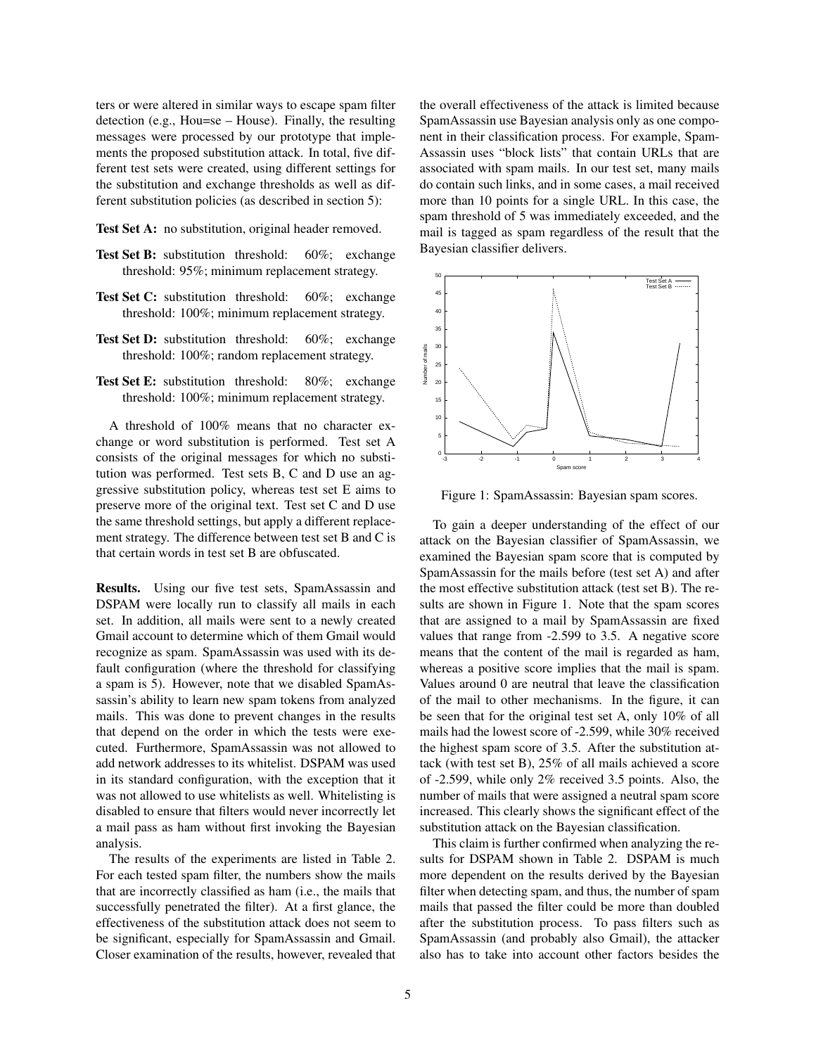ters or were altered in similar ways to escape spam filter detection (e.g., Hou=se – House). Finally, the resulting messages were processed by our prototype that implements the proposed substitution attack. In total, five different test sets were created, using different settings for the substitution and exchange thresholds as well as different substitution policies (as described in section 5):

**Test Set A:** no substitution, original header removed.

**Test Set B:** substitution threshold: 60%; exchange threshold: 95%; minimum replacement strategy.

**Test Set C:** substitution threshold: 60%; exchange threshold: 100%; minimum replacement strategy.

**Test Set D:** substitution threshold: 60%; exchange threshold: 100%; random replacement strategy.

**Test Set E:** substitution threshold: 80%; exchange threshold: 100%; minimum replacement strategy.

A threshold of 100% means that no character exchange or word substitution is performed. Test set A consists of the original messages for which no substitution was performed. Test sets B, C and D use an aggressive substitution policy, whereas test set E aims to preserve more of the original text. Test set C and D use the same threshold settings, but apply a different replacement strategy. The difference between test set B and C is that certain words in test set B are obfuscated.

**Results.** Using our five test sets, SpamAssassin and DSPAM were locally run to classify all mails in each set. In addition, all mails were sent to a newly created Gmail account to determine which of them Gmail would recognize as spam. SpamAssassin was used with its default configuration (where the threshold for classifying a spam is 5). However, note that we disabled SpamAssassin's ability to learn new spam tokens from analyzed mails. This was done to prevent changes in the results that depend on the order in which the tests were executed. Furthermore, SpamAssassin was not allowed to add network addresses to its whitelist. DSPAM was used in its standard configuration, with the exception that it was not allowed to use whitelists as well. Whitelisting is disabled to ensure that filters would never incorrectly let a mail pass as ham without first invoking the Bayesian analysis.

The results of the experiments are listed in Table 2. For each tested spam filter, the numbers show the mails that are incorrectly classified as ham (i.e., the mails that successfully penetrated the filter). At a first glance, the effectiveness of the substitution attack does not seem to be significant, especially for SpamAssassin and Gmail. Closer examination of the results, however, revealed that the overall effectiveness of the attack is limited because SpamAssassin use Bayesian analysis only as one component in their classification process. For example, SpamAssassin uses "block lists" that contain URLs that are associated with spam mails. In our test set, many mails do contain such links, and in some cases, a mail received more than 10 points for a single URL. In this case, the spam threshold of 5 was immediately exceeded, and the mail is tagged as spam regardless of the result that the Bayesian classifier delivers.

Figure 1: SpamAssassin: Bayesian spam scores.

To gain a deeper understanding of the effect of our attack on the Bayesian classifier of SpamAssassin, we examined the Bayesian spam score that is computed by SpamAssassin for the mails before (test set A) and after the most effective substitution attack (test set B). The results are shown in Figure 1. Note that the spam scores that are assigned to a mail by SpamAssassin are fixed values that range from -2.599 to 3.5. A negative score means that the content of the mail is regarded as ham, whereas a positive score implies that the mail is spam. Values around 0 are neutral that leave the classification of the mail to other mechanisms. In the figure, it can be seen that for the original test set A, only 10% of all mails had the lowest score of -2.599, while 30% received the highest spam score of 3.5. After the substitution attack (with test set B), 25% of all mails achieved a score of -2.599, while only 2% received 3.5 points. Also, the number of mails that were assigned a neutral spam score increased. This clearly shows the significant effect of the substitution attack on the Bayesian classification.

This claim is further confirmed when analyzing the results for DSPAM shown in Table 2. DSPAM is much more dependent on the results derived by the Bayesian filter when detecting spam, and thus, the number of spam mails that passed the filter could be more than doubled after the substitution process. To pass filters such as SpamAssassin (and probably also Gmail), the attacker also has to take into account other factors besides the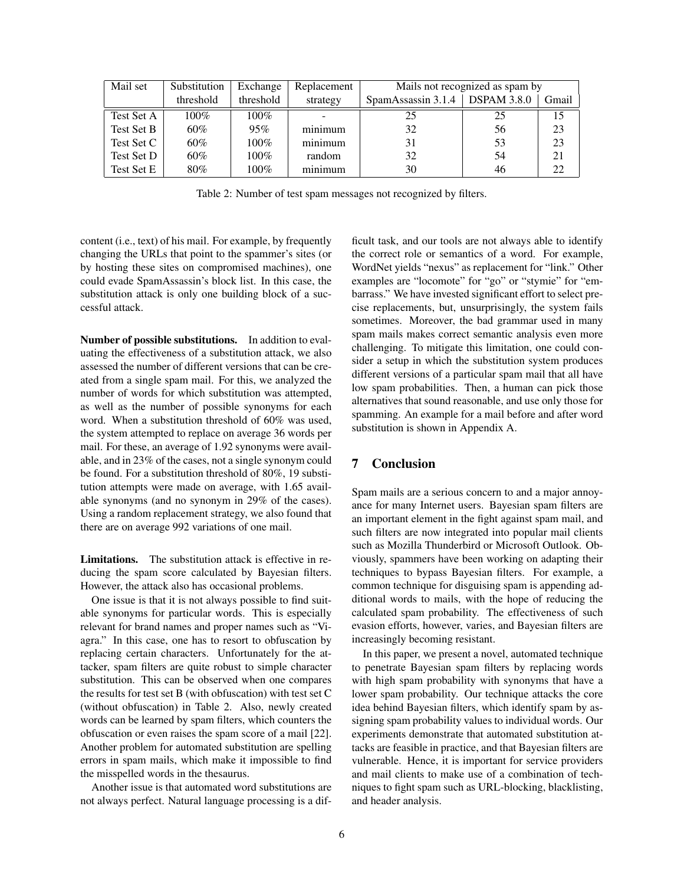| Mail set | Substitution | Exchange | Replacement | Mails not recognized as spam by | | |
|---|---|---|---|---|---|---|
| | threshold | threshold | strategy | SpamAssassin 3.1.4 | DSPAM 3.8.0 | Gmail |
| Test Set A | 100% | 100% | - | 25 | 25 | 15 |
| Test Set B | 60% | 95% | minimum | 32 | 56 | 23 |
| Test Set C | 60% | 100% | minimum | 31 | 53 | 23 |
| Test Set D | 60% | 100% | random | 32 | 54 | 21 |
| Test Set E | 80% | 100% | minimum | 30 | 46 | 22 |

Table 2: Number of test spam messages not recognized by filters.

content (i.e., text) of his mail. For example, by frequently changing the URLs that point to the spammer's sites (or by hosting these sites on compromised machines), one could evade SpamAssassin's block list. In this case, the substitution attack is only one building block of a successful attack.

**Number of possible substitutions.** In addition to evaluating the effectiveness of a substitution attack, we also assessed the number of different versions that can be created from a single spam mail. For this, we analyzed the number of words for which substitution was attempted, as well as the number of possible synonyms for each word. When a substitution threshold of 60% was used, the system attempted to replace on average 36 words per mail. For these, an average of 1.92 synonyms were available, and in 23% of the cases, not a single synonym could be found. For a substitution threshold of 80%, 19 substitution attempts were made on average, with 1.65 available synonyms (and no synonym in 29% of the cases). Using a random replacement strategy, we also found that there are on average 992 variations of one mail.

**Limitations.** The substitution attack is effective in reducing the spam score calculated by Bayesian filters. However, the attack also has occasional problems.

One issue is that it is not always possible to find suitable synonyms for particular words. This is especially relevant for brand names and proper names such as "Viagra." In this case, one has to resort to obfuscation by replacing certain characters. Unfortunately for the attacker, spam filters are quite robust to simple character substitution. This can be observed when one compares the results for test set B (with obfuscation) with test set C (without obfuscation) in Table 2. Also, newly created words can be learned by spam filters, which counters the obfuscation or even raises the spam score of a mail [22]. Another problem for automated substitution are spelling errors in spam mails, which make it impossible to find the misspelled words in the thesaurus.

Another issue is that automated word substitutions are not always perfect. Natural language processing is a difficult task, and our tools are not always able to identify the correct role or semantics of a word. For example, WordNet yields "nexus" as replacement for "link." Other examples are "locomote" for "go" or "stymie" for "embarrass." We have invested significant effort to select precise replacements, but, unsurprisingly, the system fails sometimes. Moreover, the bad grammar used in many spam mails makes correct semantic analysis even more challenging. To mitigate this limitation, one could consider a setup in which the substitution system produces different versions of a particular spam mail that all have low spam probabilities. Then, a human can pick those alternatives that sound reasonable, and use only those for spamming. An example for a mail before and after word substitution is shown in Appendix A.

## 7 Conclusion

Spam mails are a serious concern to and a major annoyance for many Internet users. Bayesian spam filters are an important element in the fight against spam mail, and such filters are now integrated into popular mail clients such as Mozilla Thunderbird or Microsoft Outlook. Obviously, spammers have been working on adapting their techniques to bypass Bayesian filters. For example, a common technique for disguising spam is appending additional words to mails, with the hope of reducing the calculated spam probability. The effectiveness of such evasion efforts, however, varies, and Bayesian filters are increasingly becoming resistant.

In this paper, we present a novel, automated technique to penetrate Bayesian spam filters by replacing words with high spam probability with synonyms that have a lower spam probability. Our technique attacks the core idea behind Bayesian filters, which identify spam by assigning spam probability values to individual words. Our experiments demonstrate that automated substitution attacks are feasible in practice, and that Bayesian filters are vulnerable. Hence, it is important for service providers and mail clients to make use of a combination of techniques to fight spam such as URL-blocking, blacklisting, and header analysis.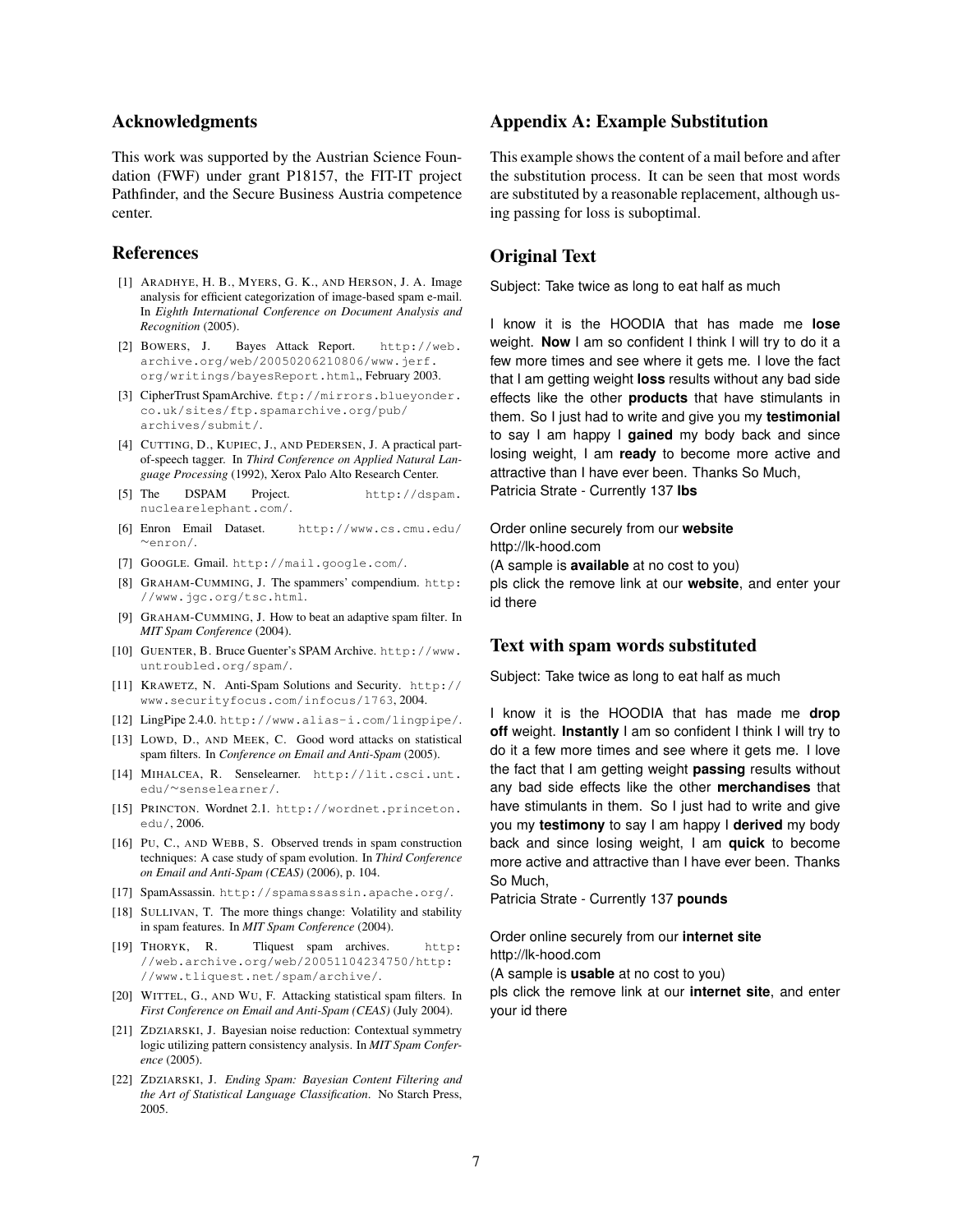## Acknowledgments

This work was supported by the Austrian Science Foundation (FWF) under grant P18157, the FIT-IT project Pathfinder, and the Secure Business Austria competence center.

## References

[1] ARADHYE, H. B., MYERS, G. K., AND HERSON, J. A. Image analysis for efficient categorization of image-based spam e-mail. In *Eighth International Conference on Document Analysis and Recognition* (2005).

[2] BOWERS, J. Bayes Attack Report. http://web.archive.org/web/20050206210806/www.jerf.org/writings/bayesReport.html,, February 2003.

[3] CipherTrust SpamArchive. ftp://mirrors.blueyonder.co.uk/sites/ftp.spamarchive.org/pub/archives/submit/.

[4] CUTTING, D., KUPIEC, J., AND PEDERSEN, J. A practical part-of-speech tagger. In *Third Conference on Applied Natural Language Processing* (1992), Xerox Palo Alto Research Center.

[5] The DSPAM Project. http://dspam.nuclearelephant.com/.

[6] Enron Email Dataset. http://www.cs.cmu.edu/~enron/.

[7] GOOGLE. Gmail. http://mail.google.com/.

[8] GRAHAM-CUMMING, J. The spammers' compendium. http://www.jgc.org/tsc.html.

[9] GRAHAM-CUMMING, J. How to beat an adaptive spam filter. In *MIT Spam Conference* (2004).

[10] GUENTER, B. Bruce Guenter's SPAM Archive. http://www.untroubled.org/spam/.

[11] KRAWETZ, N. Anti-Spam Solutions and Security. http://www.securityfocus.com/infocus/1763, 2004.

[12] LingPipe 2.4.0. http://www.alias-i.com/lingpipe/.

[13] LOWD, D., AND MEEK, C. Good word attacks on statistical spam filters. In *Conference on Email and Anti-Spam* (2005).

[14] MIHALCEA, R. Senselearner. http://lit.csci.unt.edu/~senselearner/.

[15] PRINCTON. Wordnet 2.1. http://wordnet.princeton.edu/, 2006.

[16] PU, C., AND WEBB, S. Observed trends in spam construction techniques: A case study of spam evolution. In *Third Conference on Email and Anti-Spam (CEAS)* (2006), p. 104.

[17] SpamAssassin. http://spamassassin.apache.org/.

[18] SULLIVAN, T. The more things change: Volatility and stability in spam features. In *MIT Spam Conference* (2004).

[19] THORYK, R. Tliquest spam archives. http://web.archive.org/web/20051104234750/http://www.tliquest.net/spam/archive/.

[20] WITTEL, G., AND WU, F. Attacking statistical spam filters. In *First Conference on Email and Anti-Spam (CEAS)* (July 2004).

[21] ZDZIARSKI, J. Bayesian noise reduction: Contextual symmetry logic utilizing pattern consistency analysis. In *MIT Spam Conference* (2005).

[22] ZDZIARSKI, J. *Ending Spam: Bayesian Content Filtering and the Art of Statistical Language Classification*. No Starch Press, 2005.

## Appendix A: Example Substitution

This example shows the content of a mail before and after the substitution process. It can be seen that most words are substituted by a reasonable replacement, although using passing for loss is suboptimal.

## Original Text

Subject: Take twice as long to eat half as much

I know it is the HOODIA that has made me **lose** weight. **Now** I am so confident I think I will try to do it a few more times and see where it gets me. I love the fact that I am getting weight **loss** results without any bad side effects like the other **products** that have stimulants in them. So I just had to write and give you my **testimonial** to say I am happy I **gained** my body back and since losing weight, I am **ready** to become more active and attractive than I have ever been. Thanks So Much,
Patricia Strate - Currently 137 **lbs**

Order online securely from our **website**
http://lk-hood.com
(A sample is **available** at no cost to you)
pls click the remove link at our **website**, and enter your id there

## Text with spam words substituted

Subject: Take twice as long to eat half as much

I know it is the HOODIA that has made me **drop off** weight. **Instantly** I am so confident I think I will try to do it a few more times and see where it gets me. I love the fact that I am getting weight **passing** results without any bad side effects like the other **merchandises** that have stimulants in them. So I just had to write and give you my **testimony** to say I am happy I **derived** my body back and since losing weight, I am **quick** to become more active and attractive than I have ever been. Thanks So Much,
Patricia Strate - Currently 137 **pounds**

Order online securely from our **internet site**
http://lk-hood.com
(A sample is **usable** at no cost to you)
pls click the remove link at our **internet site**, and enter your id there